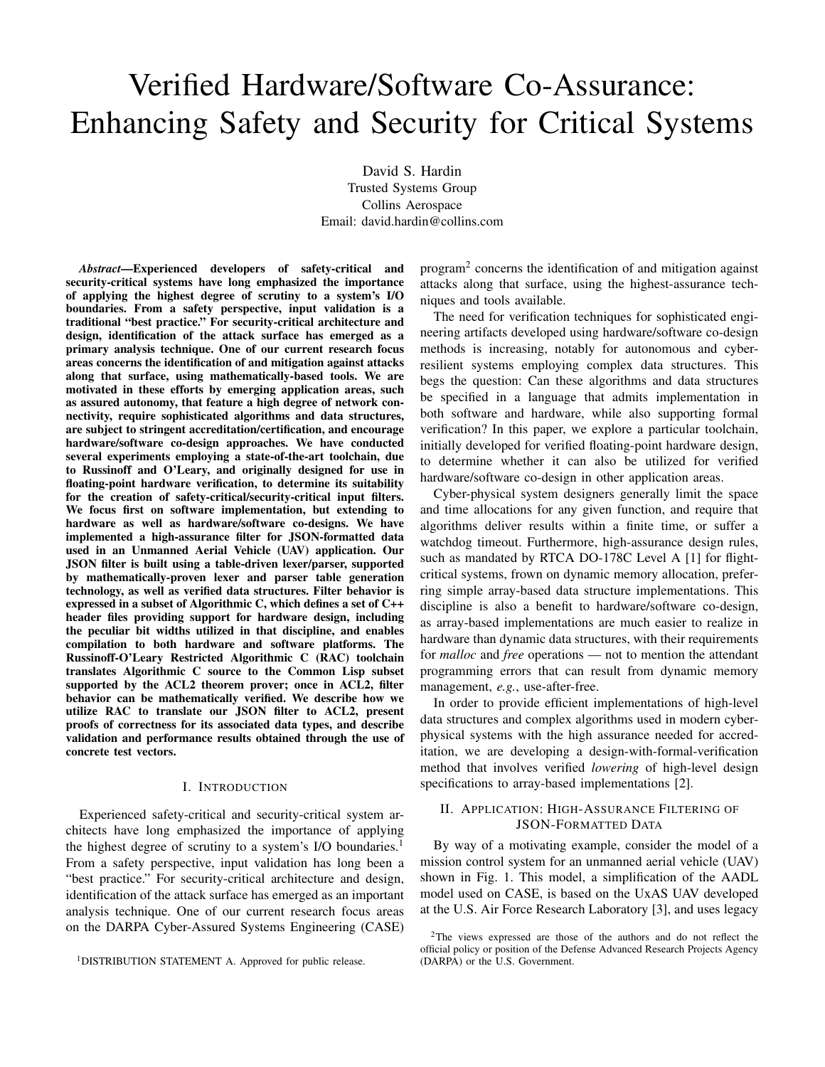# Verified Hardware/Software Co-Assurance: Enhancing Safety and Security for Critical Systems

David S. Hardin
Trusted Systems Group
Collins Aerospace
Email: david.hardin@collins.com

***Abstract*—Experienced developers of safety-critical and security-critical systems have long emphasized the importance of applying the highest degree of scrutiny to a system's I/O boundaries. From a safety perspective, input validation is a traditional "best practice." For security-critical architecture and design, identification of the attack surface has emerged as a primary analysis technique. One of our current research focus areas concerns the identification of and mitigation against attacks along that surface, using mathematically-based tools. We are motivated in these efforts by emerging application areas, such as assured autonomy, that feature a high degree of network connectivity, require sophisticated algorithms and data structures, are subject to stringent accreditation/certification, and encourage hardware/software co-design approaches. We have conducted several experiments employing a state-of-the-art toolchain, due to Russinoff and O'Leary, and originally designed for use in floating-point hardware verification, to determine its suitability for the creation of safety-critical/security-critical input filters. We focus first on software implementation, but extending to hardware as well as hardware/software co-designs. We have implemented a high-assurance filter for JSON-formatted data used in an Unmanned Aerial Vehicle (UAV) application. Our JSON filter is built using a table-driven lexer/parser, supported by mathematically-proven lexer and parser table generation technology, as well as verified data structures. Filter behavior is expressed in a subset of Algorithmic C, which defines a set of C++ header files providing support for hardware design, including the peculiar bit widths utilized in that discipline, and enables compilation to both hardware and software platforms. The Russinoff-O'Leary Restricted Algorithmic C (RAC) toolchain translates Algorithmic C source to the Common Lisp subset supported by the ACL2 theorem prover; once in ACL2, filter behavior can be mathematically verified. We describe how we utilize RAC to translate our JSON filter to ACL2, present proofs of correctness for its associated data types, and describe validation and performance results obtained through the use of concrete test vectors.**

## I. Introduction

Experienced safety-critical and security-critical system architects have long emphasized the importance of applying the highest degree of scrutiny to a system's I/O boundaries.[1] From a safety perspective, input validation has long been a "best practice." For security-critical architecture and design, identification of the attack surface has emerged as an important analysis technique. One of our current research focus areas on the DARPA Cyber-Assured Systems Engineering (CASE) program[2] concerns the identification of and mitigation against attacks along that surface, using the highest-assurance techniques and tools available.

The need for verification techniques for sophisticated engineering artifacts developed using hardware/software co-design methods is increasing, notably for autonomous and cyber-resilient systems employing complex data structures. This begs the question: Can these algorithms and data structures be specified in a language that admits implementation in both software and hardware, while also supporting formal verification? In this paper, we explore a particular toolchain, initially developed for verified floating-point hardware design, to determine whether it can also be utilized for verified hardware/software co-design in other application areas.

Cyber-physical system designers generally limit the space and time allocations for any given function, and require that algorithms deliver results within a finite time, or suffer a watchdog timeout. Furthermore, high-assurance design rules, such as mandated by RTCA DO-178C Level A [1] for flight-critical systems, frown on dynamic memory allocation, preferring simple array-based data structure implementations. This discipline is also a benefit to hardware/software co-design, as array-based implementations are much easier to realize in hardware than dynamic data structures, with their requirements for *malloc* and *free* operations — not to mention the attendant programming errors that can result from dynamic memory management, *e.g.*, use-after-free.

In order to provide efficient implementations of high-level data structures and complex algorithms used in modern cyber-physical systems with the high assurance needed for accreditation, we are developing a design-with-formal-verification method that involves verified *lowering* of high-level design specifications to array-based implementations [2].

## II. Application: High-Assurance Filtering of JSON-Formatted Data

By way of a motivating example, consider the model of a mission control system for an unmanned aerial vehicle (UAV) shown in Fig. 1. This model, a simplification of the AADL model used on CASE, is based on the UxAS UAV developed at the U.S. Air Force Research Laboratory [3], and uses legacy

[1] DISTRIBUTION STATEMENT A. Approved for public release.

[2] The views expressed are those of the authors and do not reflect the official policy or position of the Defense Advanced Research Projects Agency (DARPA) or the U.S. Government.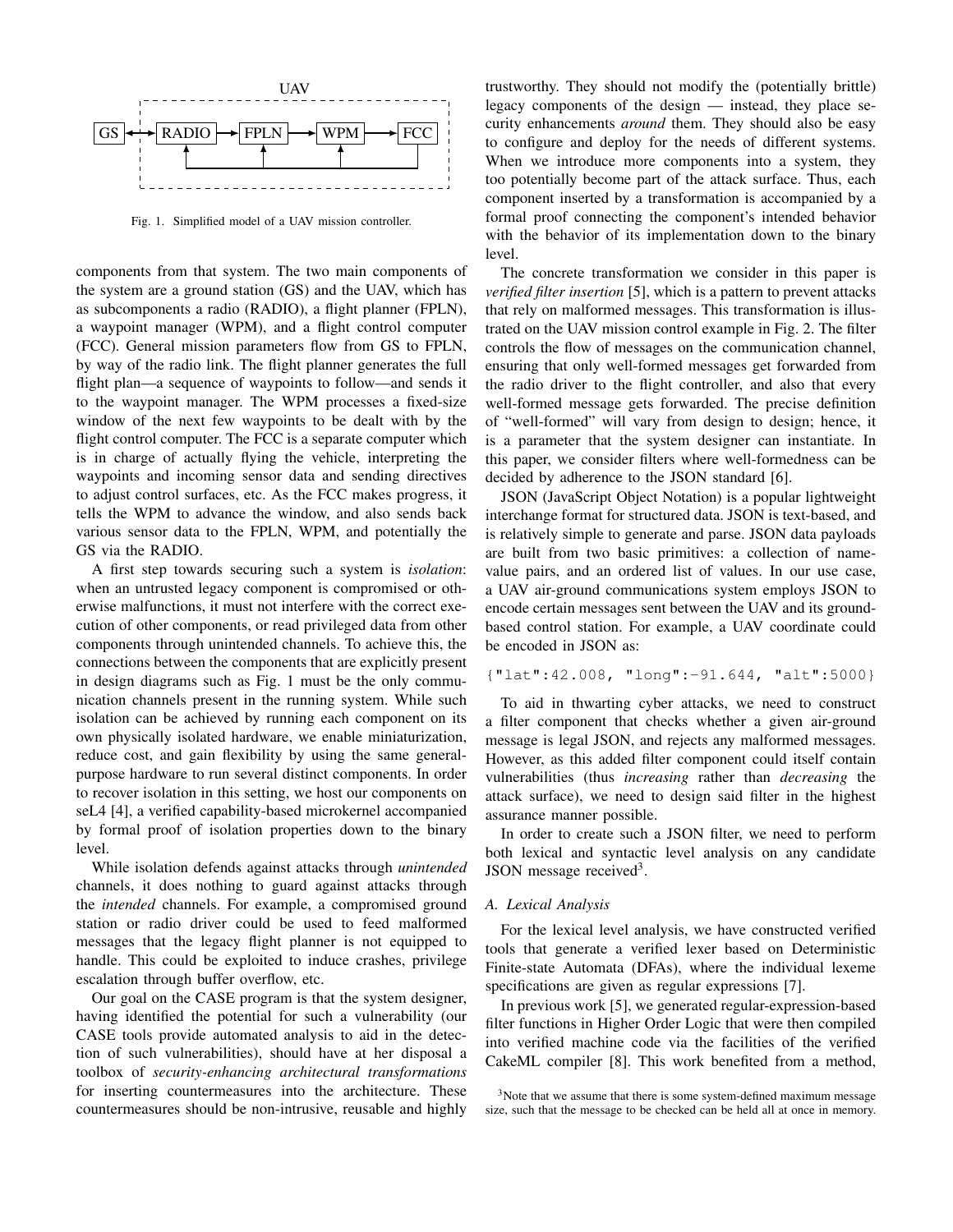Fig. 1. Simplified model of a UAV mission controller.

components from that system. The two main components of the system are a ground station (GS) and the UAV, which has as subcomponents a radio (RADIO), a flight planner (FPLN), a waypoint manager (WPM), and a flight control computer (FCC). General mission parameters flow from GS to FPLN, by way of the radio link. The flight planner generates the full flight plan—a sequence of waypoints to follow—and sends it to the waypoint manager. The WPM processes a fixed-size window of the next few waypoints to be dealt with by the flight control computer. The FCC is a separate computer which is in charge of actually flying the vehicle, interpreting the waypoints and incoming sensor data and sending directives to adjust control surfaces, etc. As the FCC makes progress, it tells the WPM to advance the window, and also sends back various sensor data to the FPLN, WPM, and potentially the GS via the RADIO.

A first step towards securing such a system is *isolation*: when an untrusted legacy component is compromised or otherwise malfunctions, it must not interfere with the correct execution of other components, or read privileged data from other components through unintended channels. To achieve this, the connections between the components that are explicitly present in design diagrams such as Fig. 1 must be the only communication channels present in the running system. While such isolation can be achieved by running each component on its own physically isolated hardware, we enable miniaturization, reduce cost, and gain flexibility by using the same general-purpose hardware to run several distinct components. In order to recover isolation in this setting, we host our components on seL4 [4], a verified capability-based microkernel accompanied by formal proof of isolation properties down to the binary level.

While isolation defends against attacks through *unintended* channels, it does nothing to guard against attacks through the *intended* channels. For example, a compromised ground station or radio driver could be used to feed malformed messages that the legacy flight planner is not equipped to handle. This could be exploited to induce crashes, privilege escalation through buffer overflow, etc.

Our goal on the CASE program is that the system designer, having identified the potential for such a vulnerability (our CASE tools provide automated analysis to aid in the detection of such vulnerabilities), should have at her disposal a toolbox of *security-enhancing architectural transformations* for inserting countermeasures into the architecture. These countermeasures should be non-intrusive, reusable and highly trustworthy. They should not modify the (potentially brittle) legacy components of the design — instead, they place security enhancements *around* them. They should also be easy to configure and deploy for the needs of different systems. When we introduce more components into a system, they too potentially become part of the attack surface. Thus, each component inserted by a transformation is accompanied by a formal proof connecting the component's intended behavior with the behavior of its implementation down to the binary level.

The concrete transformation we consider in this paper is *verified filter insertion* [5], which is a pattern to prevent attacks that rely on malformed messages. This transformation is illustrated on the UAV mission control example in Fig. 2. The filter controls the flow of messages on the communication channel, ensuring that only well-formed messages get forwarded from the radio driver to the flight controller, and also that every well-formed message gets forwarded. The precise definition of "well-formed" will vary from design to design; hence, it is a parameter that the system designer can instantiate. In this paper, we consider filters where well-formedness can be decided by adherence to the JSON standard [6].

JSON (JavaScript Object Notation) is a popular lightweight interchange format for structured data. JSON is text-based, and is relatively simple to generate and parse. JSON data payloads are built from two basic primitives: a collection of name-value pairs, and an ordered list of values. In our use case, a UAV air-ground communications system employs JSON to encode certain messages sent between the UAV and its ground-based control station. For example, a UAV coordinate could be encoded in JSON as:

```
{"lat":42.008, "long":-91.644, "alt":5000}
```

To aid in thwarting cyber attacks, we need to construct a filter component that checks whether a given air-ground message is legal JSON, and rejects any malformed messages. However, as this added filter component could itself contain vulnerabilities (thus *increasing* rather than *decreasing* the attack surface), we need to design said filter in the highest assurance manner possible.

In order to create such a JSON filter, we need to perform both lexical and syntactic level analysis on any candidate JSON message received[3].

### A. Lexical Analysis

For the lexical level analysis, we have constructed verified tools that generate a verified lexer based on Deterministic Finite-state Automata (DFAs), where the individual lexeme specifications are given as regular expressions [7].

In previous work [5], we generated regular-expression-based filter functions in Higher Order Logic that were then compiled into verified machine code via the facilities of the verified CakeML compiler [8]. This work benefited from a method,

[3] Note that we assume that there is some system-defined maximum message size, such that the message to be checked can be held all at once in memory.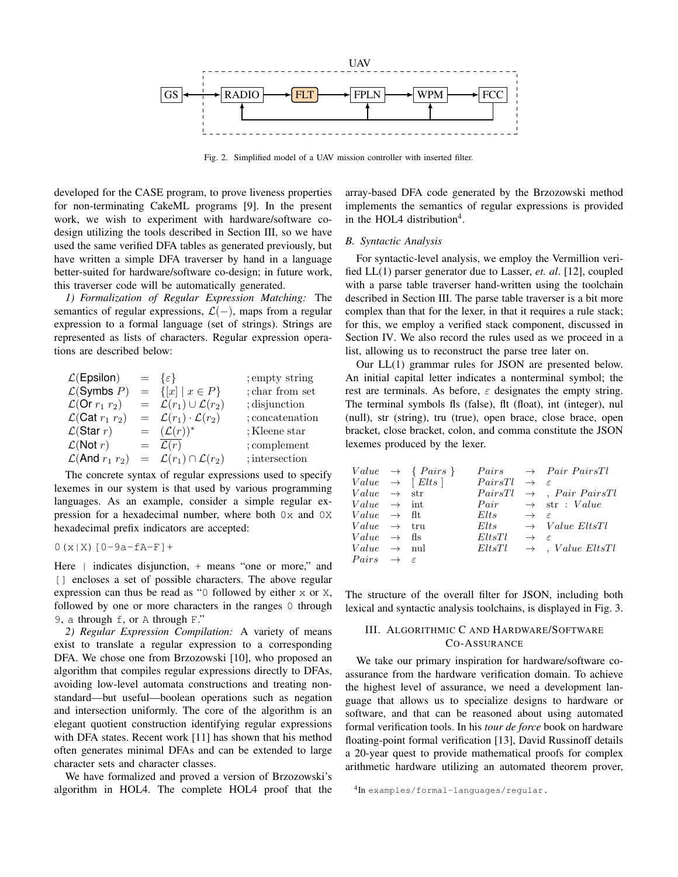Fig. 2. Simplified model of a UAV mission controller with inserted filter.

developed for the CASE program, to prove liveness properties for non-terminating CakeML programs [9]. In the present work, we wish to experiment with hardware/software co-design utilizing the tools described in Section III, so we have used the same verified DFA tables as generated previously, but have written a simple DFA traverser by hand in a language better-suited for hardware/software co-design; in future work, this traverser code will be automatically generated.

*1) Formalization of Regular Expression Matching:* The semantics of regular expressions, $\mathcal{L}(-)$, maps from a regular expression to a formal language (set of strings). Strings are represented as lists of characters. Regular expression operations are described below:

$$
\begin{array}{lcll}
\mathcal{L}(\mathsf{Epsilon}) & = & \{\varepsilon\} & \text{; empty string} \\
\mathcal{L}(\mathsf{Symbs}\ P) & = & \{[x] \mid x \in P\} & \text{; char from set} \\
\mathcal{L}(\mathsf{Or}\ r_1\ r_2) & = & \mathcal{L}(r_1) \cup \mathcal{L}(r_2) & \text{; disjunction} \\
\mathcal{L}(\mathsf{Cat}\ r_1\ r_2) & = & \mathcal{L}(r_1) \cdot \mathcal{L}(r_2) & \text{; concatenation} \\
\mathcal{L}(\mathsf{Star}\ r) & = & (\mathcal{L}(r))^* & \text{; Kleene star} \\
\mathcal{L}(\mathsf{Not}\ r) & = & \overline{\mathcal{L}(r)} & \text{; complement} \\
\mathcal{L}(\mathsf{And}\ r_1\ r_2) & = & \mathcal{L}(r_1) \cap \mathcal{L}(r_2) & \text{; intersection}
\end{array}
$$

The concrete syntax of regular expressions used to specify lexemes in our system is that used by various programming languages. As an example, consider a simple regular expression for a hexadecimal number, where both `0x` and `0X` hexadecimal prefix indicators are accepted:

```
0(x|X)[0-9a-fA-F]+
```

Here `|` indicates disjunction, `+` means "one or more," and `[]` encloses a set of possible characters. The above regular expression can thus be read as "`0` followed by either `x` or `X`, followed by one or more characters in the ranges `0` through `9`, `a` through `f`, or `A` through `F`."

*2) Regular Expression Compilation:* A variety of means exist to translate a regular expression to a corresponding DFA. We chose one from Brzozowski [10], who proposed an algorithm that compiles regular expressions directly to DFAs, avoiding low-level automata constructions and treating non-standard—but useful—boolean operations such as negation and intersection uniformly. The core of the algorithm is an elegant quotient construction identifying regular expressions with DFA states. Recent work [11] has shown that his method often generates minimal DFAs and can be extended to large character sets and character classes.

We have formalized and proved a version of Brzozowski's algorithm in HOL4. The complete HOL4 proof that the array-based DFA code generated by the Brzozowski method implements the semantics of regular expressions is provided in the HOL4 distribution[4].

### B. Syntactic Analysis

For syntactic-level analysis, we employ the Vermillion verified LL(1) parser generator due to Lasser, *et. al*. [12], coupled with a parse table traverser hand-written using the toolchain described in Section III. The parse table traverser is a bit more complex than that for the lexer, in that it requires a rule stack; for this, we employ a verified stack component, discussed in Section IV. We also record the rules used as we proceed in a list, allowing us to reconstruct the parse tree later on.

Our LL(1) grammar rules for JSON are presented below. An initial capital letter indicates a nonterminal symbol; the rest are terminals. As before, $\varepsilon$ designates the empty string. The terminal symbols fls (false), flt (float), int (integer), nul (null), str (string), tru (true), open brace, close brace, open bracket, close bracket, colon, and comma constitute the JSON lexemes produced by the lexer.

$$
\begin{array}{lcl@{\qquad}lcl}
Value & \rightarrow & \{\ Pairs\ \} & Pairs & \rightarrow & Pair\ PairsTl \\
Value & \rightarrow & [\ Elts\ ] & PairsTl & \rightarrow & \varepsilon \\
Value & \rightarrow & \text{str} & PairsTl & \rightarrow & ,\ Pair\ PairsTl \\
Value & \rightarrow & \text{int} & Pair & \rightarrow & \text{str}\ :\ Value \\
Value & \rightarrow & \text{flt} & Elts & \rightarrow & \varepsilon \\
Value & \rightarrow & \text{tru} & Elts & \rightarrow & Value\ EltsTl \\
Value & \rightarrow & \text{fls} & EltsTl & \rightarrow & \varepsilon \\
Value & \rightarrow & \text{nul} & EltsTl & \rightarrow & ,\ Value\ EltsTl \\
Pairs & \rightarrow & \varepsilon & & &
\end{array}
$$

The structure of the overall filter for JSON, including both lexical and syntactic analysis toolchains, is displayed in Fig. 3.

## III. Algorithmic C and Hardware/Software Co-Assurance

We take our primary inspiration for hardware/software co-assurance from the hardware verification domain. To achieve the highest level of assurance, we need a development language that allows us to specialize designs to hardware or software, and that can be reasoned about using automated formal verification tools. In his *tour de force* book on hardware floating-point formal verification [13], David Russinoff details a 20-year quest to provide mathematical proofs for complex arithmetic hardware utilizing an automated theorem prover,

[4] In `examples/formal-languages/regular`.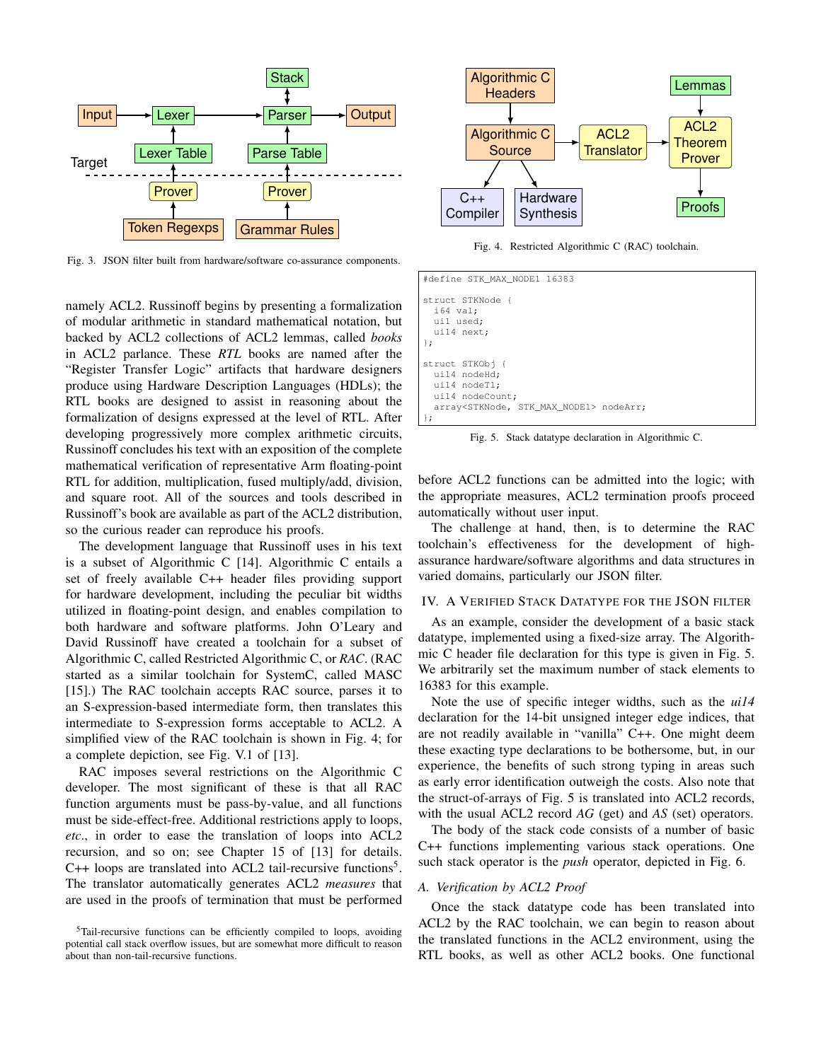Fig. 3. JSON filter built from hardware/software co-assurance components.

Fig. 4. Restricted Algorithmic C (RAC) toolchain.

namely ACL2. Russinoff begins by presenting a formalization of modular arithmetic in standard mathematical notation, but backed by ACL2 collections of ACL2 lemmas, called *books* in ACL2 parlance. These *RTL* books are named after the "Register Transfer Logic" artifacts that hardware designers produce using Hardware Description Languages (HDLs); the RTL books are designed to assist in reasoning about the formalization of designs expressed at the level of RTL. After developing progressively more complex arithmetic circuits, Russinoff concludes his text with an exposition of the complete mathematical verification of representative Arm floating-point RTL for addition, multiplication, fused multiply/add, division, and square root. All of the sources and tools described in Russinoff's book are available as part of the ACL2 distribution, so the curious reader can reproduce his proofs.

The development language that Russinoff uses in his text is a subset of Algorithmic C [14]. Algorithmic C entails a set of freely available C++ header files providing support for hardware development, including the peculiar bit widths utilized in floating-point design, and enables compilation to both hardware and software platforms. John O'Leary and David Russinoff have created a toolchain for a subset of Algorithmic C, called Restricted Algorithmic C, or *RAC*. (RAC started as a similar toolchain for SystemC, called MASC [15].) The RAC toolchain accepts RAC source, parses it to an S-expression-based intermediate form, then translates this intermediate to S-expression forms acceptable to ACL2. A simplified view of the RAC toolchain is shown in Fig. 4; for a complete depiction, see Fig. V.1 of [13].

RAC imposes several restrictions on the Algorithmic C developer. The most significant of these is that all RAC function arguments must be pass-by-value, and all functions must be side-effect-free. Additional restrictions apply to loops, *etc*., in order to ease the translation of loops into ACL2 recursion, and so on; see Chapter 15 of [13] for details. C++ loops are translated into ACL2 tail-recursive functions[5]. The translator automatically generates ACL2 *measures* that are used in the proofs of termination that must be performed before ACL2 functions can be admitted into the logic; with the appropriate measures, ACL2 termination proofs proceed automatically without user input.

The challenge at hand, then, is to determine the RAC toolchain's effectiveness for the development of high-assurance hardware/software algorithms and data structures in varied domains, particularly our JSON filter.

```
#define STK_MAX_NODE1 16383

struct STKNode {
  i64 val;
  ui1 used;
  ui14 next;
};

struct STKObj {
  ui14 nodeHd;
  ui14 nodeTl;
  ui14 nodeCount;
  array<STKNode, STK_MAX_NODE1> nodeArr;
};
```

Fig. 5. Stack datatype declaration in Algorithmic C.

## IV. A Verified Stack Datatype for the JSON filter

As an example, consider the development of a basic stack datatype, implemented using a fixed-size array. The Algorithmic C header file declaration for this type is given in Fig. 5. We arbitrarily set the maximum number of stack elements to 16383 for this example.

Note the use of specific integer widths, such as the *ui14* declaration for the 14-bit unsigned integer edge indices, that are not readily available in "vanilla" C++. One might deem these exacting type declarations to be bothersome, but, in our experience, the benefits of such strong typing in areas such as early error identification outweigh the costs. Also note that the struct-of-arrays of Fig. 5 is translated into ACL2 records, with the usual ACL2 record *AG* (get) and *AS* (set) operators.

The body of the stack code consists of a number of basic C++ functions implementing various stack operations. One such stack operator is the *push* operator, depicted in Fig. 6.

### A. Verification by ACL2 Proof

Once the stack datatype code has been translated into ACL2 by the RAC toolchain, we can begin to reason about the translated functions in the ACL2 environment, using the RTL books, as well as other ACL2 books. One functional

[5]Tail-recursive functions can be efficiently compiled to loops, avoiding potential call stack overflow issues, but are somewhat more difficult to reason about than non-tail-recursive functions.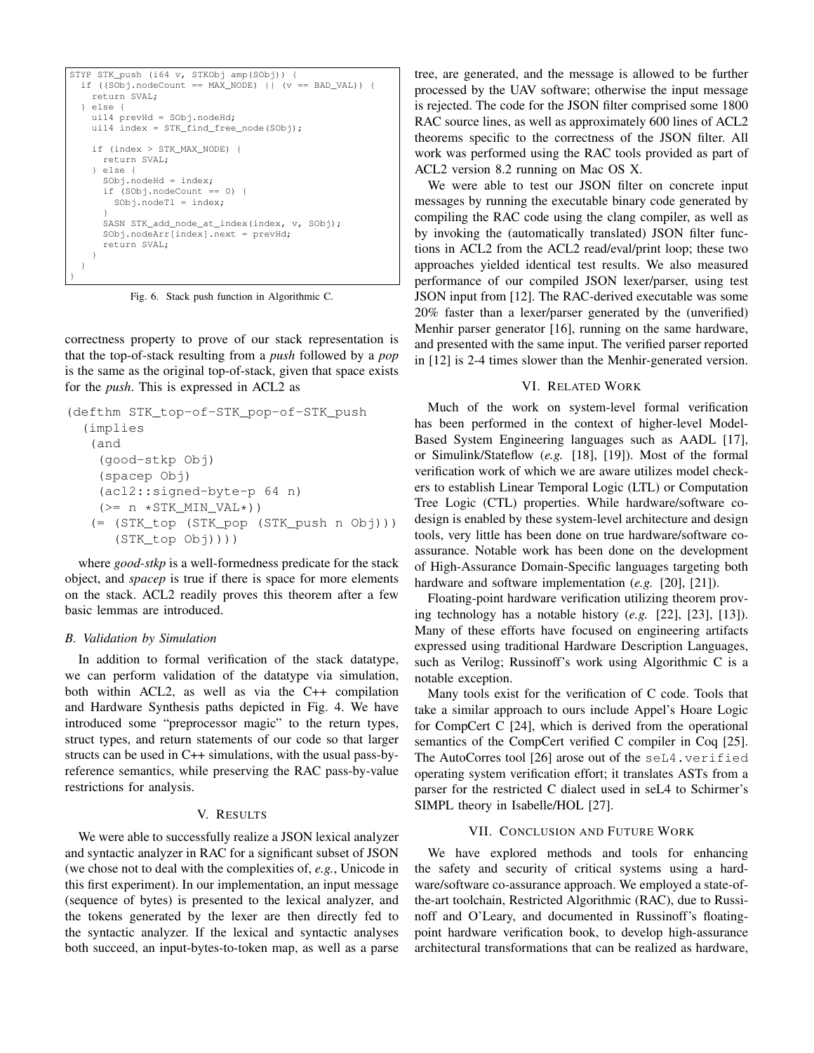```
STYP STK_push (i64 v, STKObj amp(SObj)) {
  if ((SObj.nodeCount == MAX_NODE) || (v == BAD_VAL)) {
    return SVAL;
  } else {
    ui14 prevHd = SObj.nodeHd;
    ui14 index = STK_find_free_node(SObj);

    if (index > STK_MAX_NODE) {
      return SVAL;
    } else {
      SObj.nodeHd = index;
      if (SObj.nodeCount == 0) {
        SObj.nodeTl = index;
      }
      SASN STK_add_node_at_index(index, v, SObj);
      SObj.nodeArr[index].next = prevHd;
      return SVAL;
    }
  }
}
```

Fig. 6. Stack push function in Algorithmic C.

correctness property to prove of our stack representation is that the top-of-stack resulting from a *push* followed by a *pop* is the same as the original top-of-stack, given that space exists for the *push*. This is expressed in ACL2 as

```
(defthm STK_top-of-STK_pop-of-STK_push
  (implies
   (and
    (good-stkp Obj)
    (spacep Obj)
    (acl2::signed-byte-p 64 n)
    (>= n *STK_MIN_VAL*))
   (= (STK_top (STK_pop (STK_push n Obj)))
      (STK_top Obj))))
```

where *good-stkp* is a well-formedness predicate for the stack object, and *spacep* is true if there is space for more elements on the stack. ACL2 readily proves this theorem after a few basic lemmas are introduced.

### B. Validation by Simulation

In addition to formal verification of the stack datatype, we can perform validation of the datatype via simulation, both within ACL2, as well as via the C++ compilation and Hardware Synthesis paths depicted in Fig. 4. We have introduced some "preprocessor magic" to the return types, struct types, and return statements of our code so that larger structs can be used in C++ simulations, with the usual pass-by-reference semantics, while preserving the RAC pass-by-value restrictions for analysis.

## V. Results

We were able to successfully realize a JSON lexical analyzer and syntactic analyzer in RAC for a significant subset of JSON (we chose not to deal with the complexities of, *e.g.*, Unicode in this first experiment). In our implementation, an input message (sequence of bytes) is presented to the lexical analyzer, and the tokens generated by the lexer are then directly fed to the syntactic analyzer. If the lexical and syntactic analyses both succeed, an input-bytes-to-token map, as well as a parse tree, are generated, and the message is allowed to be further processed by the UAV software; otherwise the input message is rejected. The code for the JSON filter comprised some 1800 RAC source lines, as well as approximately 600 lines of ACL2 theorems specific to the correctness of the JSON filter. All work was performed using the RAC tools provided as part of ACL2 version 8.2 running on Mac OS X.

We were able to test our JSON filter on concrete input messages by running the executable binary code generated by compiling the RAC code using the clang compiler, as well as by invoking the (automatically translated) JSON filter functions in ACL2 from the ACL2 read/eval/print loop; these two approaches yielded identical test results. We also measured performance of our compiled JSON lexer/parser, using test JSON input from [12]. The RAC-derived executable was some 20% faster than a lexer/parser generated by the (unverified) Menhir parser generator [16], running on the same hardware, and presented with the same input. The verified parser reported in [12] is 2-4 times slower than the Menhir-generated version.

## VI. Related Work

Much of the work on system-level formal verification has been performed in the context of higher-level Model-Based System Engineering languages such as AADL [17], or Simulink/Stateflow (*e.g.* [18], [19]). Most of the formal verification work of which we are aware utilizes model checkers to establish Linear Temporal Logic (LTL) or Computation Tree Logic (CTL) properties. While hardware/software co-design is enabled by these system-level architecture and design tools, very little has been done on true hardware/software co-assurance. Notable work has been done on the development of High-Assurance Domain-Specific languages targeting both hardware and software implementation (*e.g.* [20], [21]).

Floating-point hardware verification utilizing theorem proving technology has a notable history (*e.g.* [22], [23], [13]). Many of these efforts have focused on engineering artifacts expressed using traditional Hardware Description Languages, such as Verilog; Russinoff's work using Algorithmic C is a notable exception.

Many tools exist for the verification of C code. Tools that take a similar approach to ours include Appel's Hoare Logic for CompCert C [24], which is derived from the operational semantics of the CompCert verified C compiler in Coq [25]. The AutoCorres tool [26] arose out of the `seL4.verified` operating system verification effort; it translates ASTs from a parser for the restricted C dialect used in seL4 to Schirmer's SIMPL theory in Isabelle/HOL [27].

## VII. Conclusion and Future Work

We have explored methods and tools for enhancing the safety and security of critical systems using a hardware/software co-assurance approach. We employed a state-of-the-art toolchain, Restricted Algorithmic (RAC), due to Russinoff and O'Leary, and documented in Russinoff's floating-point hardware verification book, to develop high-assurance architectural transformations that can be realized as hardware,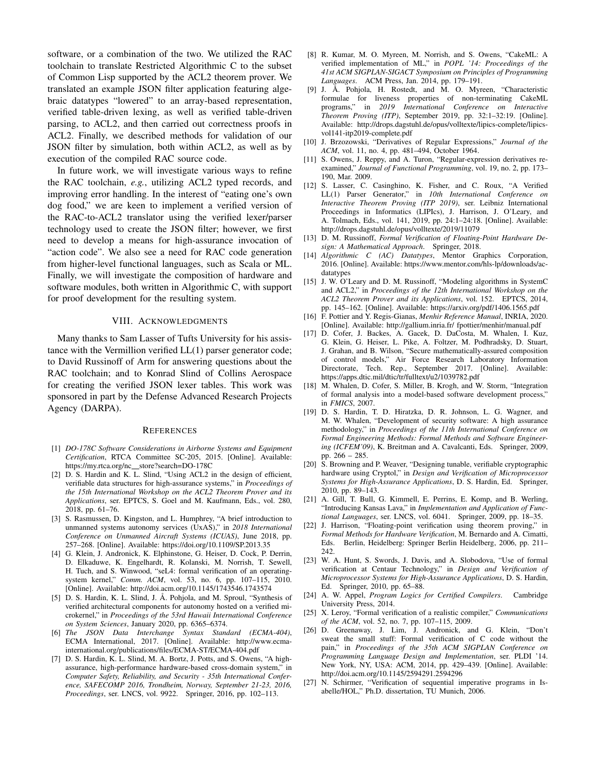software, or a combination of the two. We utilized the RAC toolchain to translate Restricted Algorithmic C to the subset of Common Lisp supported by the ACL2 theorem prover. We translated an example JSON filter application featuring algebraic datatypes "lowered" to an array-based representation, verified table-driven lexing, as well as verified table-driven parsing, to ACL2, and then carried out correctness proofs in ACL2. Finally, we described methods for validation of our JSON filter by simulation, both within ACL2, as well as by execution of the compiled RAC source code.

In future work, we will investigate various ways to refine the RAC toolchain, *e.g.*, utilizing ACL2 typed records, and improving error handling. In the interest of "eating one's own dog food," we are keen to implement a verified version of the RAC-to-ACL2 translator using the verified lexer/parser technology used to create the JSON filter; however, we first need to develop a means for high-assurance invocation of "action code". We also see a need for RAC code generation from higher-level functional languages, such as Scala or ML. Finally, we will investigate the composition of hardware and software modules, both written in Algorithmic C, with support for proof development for the resulting system.

## VIII. Acknowledgments

Many thanks to Sam Lasser of Tufts University for his assistance with the Vermillion verified LL(1) parser generator code; to David Russinoff of Arm for answering questions about the RAC toolchain; and to Konrad Slind of Collins Aerospace for creating the verified JSON lexer tables. This work was sponsored in part by the Defense Advanced Research Projects Agency (DARPA).

## References

[1] *DO-178C Software Considerations in Airborne Systems and Equipment Certification*, RTCA Committee SC-205, 2015. [Online]. Available: https://my.rtca.org/nc__store?search=DO-178C

[2] D. S. Hardin and K. L. Slind, "Using ACL2 in the design of efficient, verifiable data structures for high-assurance systems," in *Proceedings of the 15th International Workshop on the ACL2 Theorem Prover and its Applications*, ser. EPTCS, S. Goel and M. Kaufmann, Eds., vol. 280, 2018, pp. 61–76.

[3] S. Rasmussen, D. Kingston, and L. Humphrey, "A brief introduction to unmanned systems autonomy services (UxAS)," in *2018 International Conference on Unmanned Aircraft Systems (ICUAS)*, June 2018, pp. 257–268. [Online]. Available: https://doi.org/10.1109/SP.2013.35

[4] G. Klein, J. Andronick, K. Elphinstone, G. Heiser, D. Cock, P. Derrin, D. Elkaduwe, K. Engelhardt, R. Kolanski, M. Norrish, T. Sewell, H. Tuch, and S. Winwood, "seL4: formal verification of an operating-system kernel," *Comm. ACM*, vol. 53, no. 6, pp. 107–115, 2010. [Online]. Available: http://doi.acm.org/10.1145/1743546.1743574

[5] D. S. Hardin, K. L. Slind, J. Å. Pohjola, and M. Sproul, "Synthesis of verified architectural components for autonomy hosted on a verified microkernel," in *Proceedings of the 53rd Hawaii International Conference on System Sciences*, January 2020, pp. 6365–6374.

[6] *The JSON Data Interchange Syntax Standard (ECMA-404)*, ECMA International, 2017. [Online]. Available: http://www.ecma-international.org/publications/files/ECMA-ST/ECMA-404.pdf

[7] D. S. Hardin, K. L. Slind, M. A. Bortz, J. Potts, and S. Owens, "A high-assurance, high-performance hardware-based cross-domain system," in *Computer Safety, Reliability, and Security - 35th International Conference, SAFECOMP 2016, Trondheim, Norway, September 21-23, 2016, Proceedings*, ser. LNCS, vol. 9922. Springer, 2016, pp. 102–113.

[8] R. Kumar, M. O. Myreen, M. Norrish, and S. Owens, "CakeML: A verified implementation of ML," in *POPL '14: Proceedings of the 41st ACM SIGPLAN-SIGACT Symposium on Principles of Programming Languages*. ACM Press, Jan. 2014, pp. 179–191.

[9] J. Å. Pohjola, H. Rostedt, and M. O. Myreen, "Characteristic formulae for liveness properties of non-terminating CakeML programs," in *2019 International Conference on Interactive Theorem Proving (ITP)*, September 2019, pp. 32:1–32:19. [Online]. Available: http://drops.dagstuhl.de/opus/volltexte/lipics-complete/lipics-vol141-itp2019-complete.pdf

[10] J. Brzozowski, "Derivatives of Regular Expressions," *Journal of the ACM*, vol. 11, no. 4, pp. 481–494, October 1964.

[11] S. Owens, J. Reppy, and A. Turon, "Regular-expression derivatives re-examined," *Journal of Functional Programming*, vol. 19, no. 2, pp. 173–190, Mar. 2009.

[12] S. Lasser, C. Casinghino, K. Fisher, and C. Roux, "A Verified LL(1) Parser Generator," in *10th International Conference on Interactive Theorem Proving (ITP 2019)*, ser. Leibniz International Proceedings in Informatics (LIPIcs), J. Harrison, J. O'Leary, and A. Tolmach, Eds., vol. 141, 2019, pp. 24:1–24:18. [Online]. Available: http://drops.dagstuhl.de/opus/volltexte/2019/11079

[13] D. M. Russinoff, *Formal Verification of Floating-Point Hardware Design: A Mathematical Approach*. Springer, 2018.

[14] *Algorithmic C (AC) Datatypes*, Mentor Graphics Corporation, 2016. [Online]. Available: https://www.mentor.com/hls-lp/downloads/ac-datatypes

[15] J. W. O'Leary and D. M. Russinoff, "Modeling algorithms in SystemC and ACL2," in *Proceedings of the 12th International Workshop on the ACL2 Theorem Prover and its Applications*, vol. 152. EPTCS, 2014, pp. 145–162. [Online]. Available: https://arxiv.org/pdf/1406.1565.pdf

[16] F. Pottier and Y. Regis-Gianas, *Menhir Reference Manual*, INRIA, 2020. [Online]. Available: http://gallium.inria.fr/ fpottier/menhir/manual.pdf

[17] D. Cofer, J. Backes, A. Gacek, D. DaCosta, M. Whalen, I. Kuz, G. Klein, G. Heiser, L. Pike, A. Foltzer, M. Podhradsky, D. Stuart, J. Grahan, and B. Wilson, "Secure mathematically-assured composition of control models," Air Force Research Laboratory Information Directorate, Tech. Rep., September 2017. [Online]. Available: https://apps.dtic.mil/dtic/tr/fulltext/u2/1039782.pdf

[18] M. Whalen, D. Cofer, S. Miller, B. Krogh, and W. Storm, "Integration of formal analysis into a model-based software development process," in *FMICS*, 2007.

[19] D. S. Hardin, T. D. Hiratzka, D. R. Johnson, L. G. Wagner, and M. W. Whalen, "Development of security software: A high assurance methodology," in *Proceedings of the 11th International Conference on Formal Engineering Methods: Formal Methods and Software Engineering (ICFEM'09)*, K. Breitman and A. Cavalcanti, Eds. Springer, 2009, pp. 266 – 285.

[20] S. Browning and P. Weaver, "Designing tunable, verifiable cryptographic hardware using Cryptol," in *Design and Verification of Microprocessor Systems for High-Assurance Applications*, D. S. Hardin, Ed. Springer, 2010, pp. 89–143.

[21] A. Gill, T. Bull, G. Kimmell, E. Perrins, E. Komp, and B. Werling, "Introducing Kansas Lava," in *Implementation and Application of Functional Languages*, ser. LNCS, vol. 6041. Springer, 2009, pp. 18–35.

[22] J. Harrison, "Floating-point verification using theorem proving," in *Formal Methods for Hardware Verification*, M. Bernardo and A. Cimatti, Eds. Berlin, Heidelberg: Springer Berlin Heidelberg, 2006, pp. 211–242.

[23] W. A. Hunt, S. Swords, J. Davis, and A. Slobodova, "Use of formal verification at Centaur Technology," in *Design and Verification of Microprocessor Systems for High-Assurance Applications*, D. S. Hardin, Ed. Springer, 2010, pp. 65–88.

[24] A. W. Appel, *Program Logics for Certified Compilers*. Cambridge University Press, 2014.

[25] X. Leroy, "Formal verification of a realistic compiler," *Communications of the ACM*, vol. 52, no. 7, pp. 107–115, 2009.

[26] D. Greenaway, J. Lim, J. Andronick, and G. Klein, "Don't sweat the small stuff: Formal verification of C code without the pain," in *Proceedings of the 35th ACM SIGPLAN Conference on Programming Language Design and Implementation*, ser. PLDI '14. New York, NY, USA: ACM, 2014, pp. 429–439. [Online]. Available: http://doi.acm.org/10.1145/2594291.2594296

[27] N. Schirmer, "Verification of sequential imperative programs in Isabelle/HOL," Ph.D. dissertation, TU Munich, 2006.